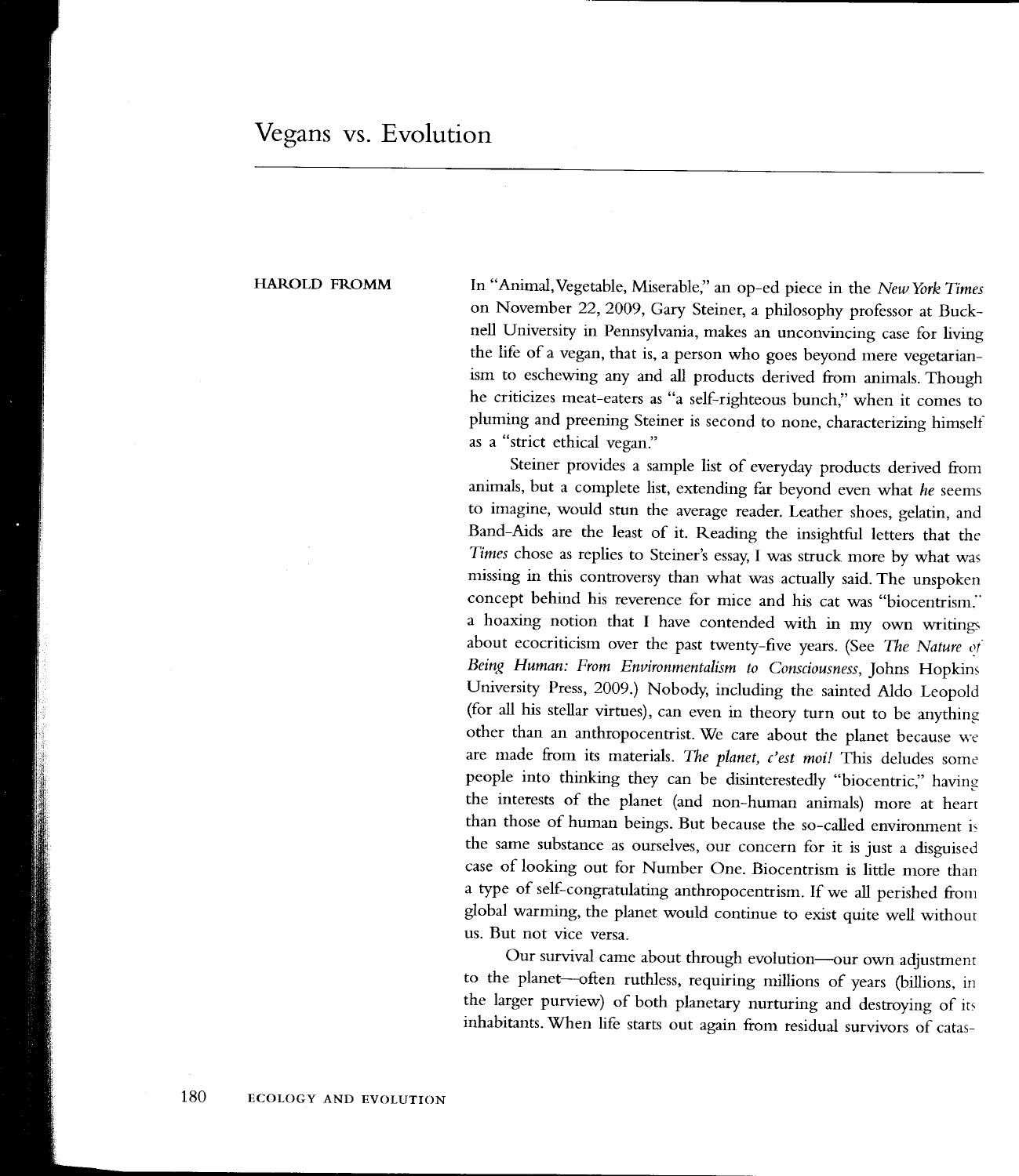# Vegans vs. Evolution

HAROLD FROMM

In "Animal, Vegetable, Miserable," an op-ed piece in the *New York Times* on November 22, 2009, Gary Steiner, a philosophy professor at Bucknell University in Pennsylvania, makes an unconvincing case for living the life of a vegan, that is, a person who goes beyond mere vegetarianism to eschewing any and all products derived from animals. Though he criticizes meat-eaters as "a self-righteous bunch," when it comes to pluming and preening Steiner is second to none, characterizing himself as a "strict ethical vegan."

Steiner provides a sample list of everyday products derived from animals, but a complete list, extending far beyond even what *he* seems to imagine, would stun the average reader. Leather shoes, gelatin, and Band-Aids are the least of it. Reading the insightful letters that the *Times* chose as replies to Steiner's essay, I was struck more by what was missing in this controversy than what was actually said. The unspoken concept behind his reverence for mice and his cat was "biocentrism," a hoaxing notion that I have contended with in my own writings about ecocriticism over the past twenty-five years. (See *The Nature of Being Human: From Environmentalism to Consciousness*, Johns Hopkins University Press, 2009.) Nobody, including the sainted Aldo Leopold (for all his stellar virtues), can even in theory turn out to be anything other than an anthropocentrist. We care about the planet because we are made from its materials. *The planet, c'est moi!* This deludes some people into thinking they can be disinterestedly "biocentric," having the interests of the planet (and non-human animals) more at heart than those of human beings. But because the so-called environment is the same substance as ourselves, our concern for it is just a disguised case of looking out for Number One. Biocentrism is little more than a type of self-congratulating anthropocentrism. If we all perished from global warming, the planet would continue to exist quite well without us. But not vice versa.

Our survival came about through evolution—our own adjustment to the planet—often ruthless, requiring millions of years (billions, in the larger purview) of both planetary nurturing and destroying of its inhabitants. When life starts out again from residual survivors of catas-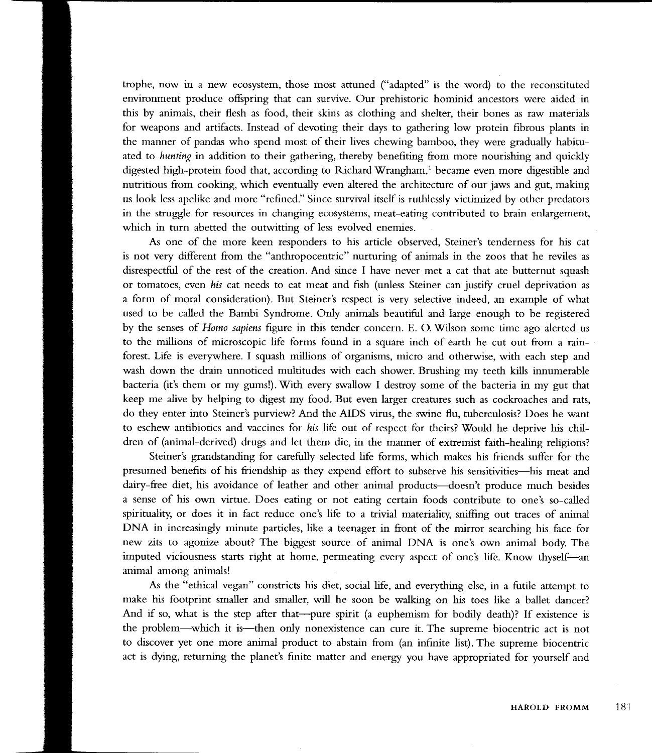trophe, now in a new ecosystem, those most attuned ("adapted" is the word) to the reconstituted environment produce offspring that can survive. Our prehistoric hominid ancestors were aided in this by animals, their flesh as food, their skins as clothing and shelter, their bones as raw materials for weapons and artifacts. Instead of devoting their days to gathering low protein fibrous plants in the manner of pandas who spend most of their lives chewing bamboo, they were gradually habituated to *hunting* in addition to their gathering, thereby benefiting from more nourishing and quickly digested high-protein food that, according to Richard Wrangham,[1] became even more digestible and nutritious from cooking, which eventually even altered the architecture of our jaws and gut, making us look less apelike and more "refined." Since survival itself is ruthlessly victimized by other predators in the struggle for resources in changing ecosystems, meat-eating contributed to brain enlargement, which in turn abetted the outwitting of less evolved enemies.

As one of the more keen responders to his article observed, Steiner's tenderness for his cat is not very different from the "anthropocentric" nurturing of animals in the zoos that he reviles as disrespectful of the rest of the creation. And since I have never met a cat that ate butternut squash or tomatoes, even *his* cat needs to eat meat and fish (unless Steiner can justify cruel deprivation as a form of moral consideration). But Steiner's respect is very selective indeed, an example of what used to be called the Bambi Syndrome. Only animals beautiful and large enough to be registered by the senses of *Homo sapiens* figure in this tender concern. E. O. Wilson some time ago alerted us to the millions of microscopic life forms found in a square inch of earth he cut out from a rainforest. Life is everywhere. I squash millions of organisms, micro and otherwise, with each step and wash down the drain unnoticed multitudes with each shower. Brushing my teeth kills innumerable bacteria (it's them or my gums!). With every swallow I destroy some of the bacteria in my gut that keep me alive by helping to digest my food. But even larger creatures such as cockroaches and rats, do they enter into Steiner's purview? And the AIDS virus, the swine flu, tuberculosis? Does he want to eschew antibiotics and vaccines for *his* life out of respect for theirs? Would he deprive his children of (animal-derived) drugs and let them die, in the manner of extremist faith-healing religions?

Steiner's grandstanding for carefully selected life forms, which makes his friends suffer for the presumed benefits of his friendship as they expend effort to subserve his sensitivities—his meat and dairy-free diet, his avoidance of leather and other animal products—doesn't produce much besides a sense of his own virtue. Does eating or not eating certain foods contribute to one's so-called spirituality, or does it in fact reduce one's life to a trivial materiality, sniffing out traces of animal DNA in increasingly minute particles, like a teenager in front of the mirror searching his face for new zits to agonize about? The biggest source of animal DNA is one's own animal body. The imputed viciousness starts right at home, permeating every aspect of one's life. Know thyself—an animal among animals!

As the "ethical vegan" constricts his diet, social life, and everything else, in a futile attempt to make his footprint smaller and smaller, will he soon be walking on his toes like a ballet dancer? And if so, what is the step after that—pure spirit (a euphemism for bodily death)? If existence is the problem—which it is—then only nonexistence can cure it. The supreme biocentric act is not to discover yet one more animal product to abstain from (an infinite list). The supreme biocentric act is dying, returning the planet's finite matter and energy you have appropriated for yourself and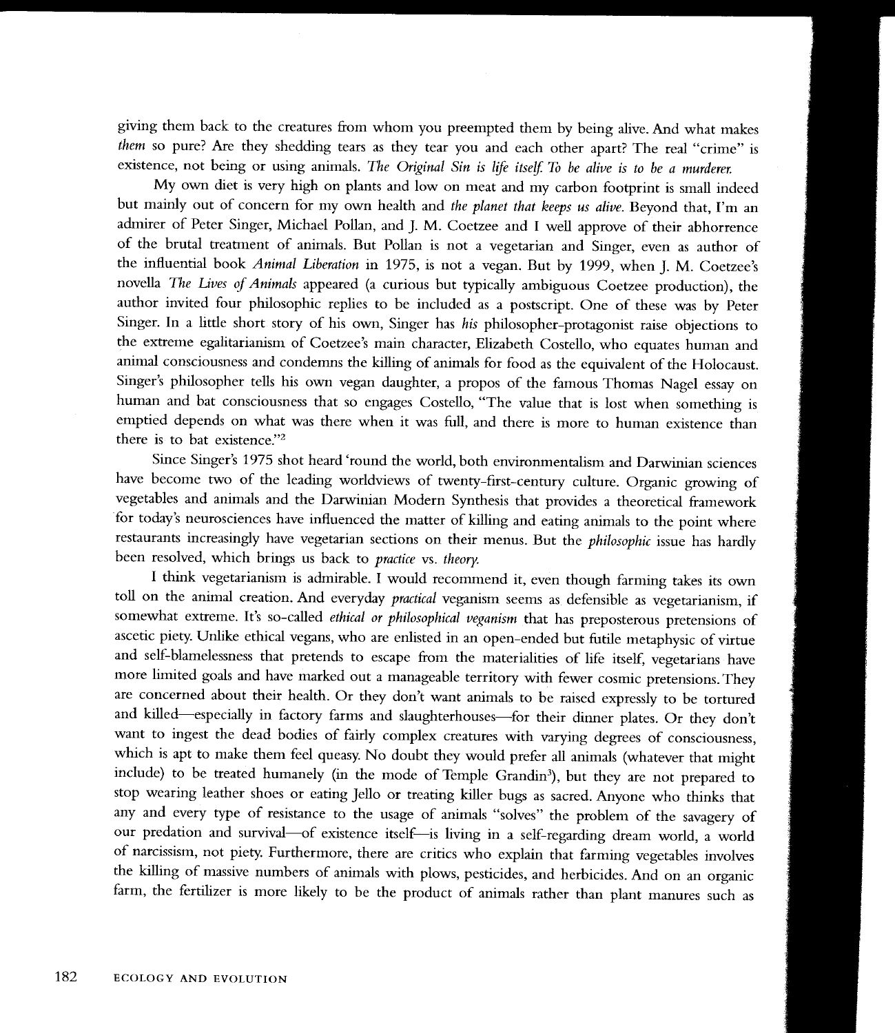giving them back to the creatures from whom you preempted them by being alive. And what makes *them* so pure? Are they shedding tears as they tear you and each other apart? The real "crime" is existence, not being or using animals. *The Original Sin is life itself. To be alive is to be a murderer.*

My own diet is very high on plants and low on meat and my carbon footprint is small indeed but mainly out of concern for my own health and *the planet that keeps us alive.* Beyond that, I'm an admirer of Peter Singer, Michael Pollan, and J. M. Coetzee and I well approve of their abhorrence of the brutal treatment of animals. But Pollan is not a vegetarian and Singer, even as author of the influential book *Animal Liberation* in 1975, is not a vegan. But by 1999, when J. M. Coetzee's novella *The Lives of Animals* appeared (a curious but typically ambiguous Coetzee production), the author invited four philosophic replies to be included as a postscript. One of these was by Peter Singer. In a little short story of his own, Singer has *his* philosopher-protagonist raise objections to the extreme egalitarianism of Coetzee's main character, Elizabeth Costello, who equates human and animal consciousness and condemns the killing of animals for food as the equivalent of the Holocaust. Singer's philosopher tells his own vegan daughter, a propos of the famous Thomas Nagel essay on human and bat consciousness that so engages Costello, "The value that is lost when something is emptied depends on what was there when it was full, and there is more to human existence than there is to bat existence."[2]

Since Singer's 1975 shot heard 'round the world, both environmentalism and Darwinian sciences have become two of the leading worldviews of twenty-first-century culture. Organic growing of vegetables and animals and the Darwinian Modern Synthesis that provides a theoretical framework for today's neurosciences have influenced the matter of killing and eating animals to the point where restaurants increasingly have vegetarian sections on their menus. But the *philosophic* issue has hardly been resolved, which brings us back to *practice* vs. *theory.*

I think vegetarianism is admirable. I would recommend it, even though farming takes its own toll on the animal creation. And everyday *practical* veganism seems as defensible as vegetarianism, if somewhat extreme. It's so-called *ethical or philosophical veganism* that has preposterous pretensions of ascetic piety. Unlike ethical vegans, who are enlisted in an open-ended but futile metaphysic of virtue and self-blamelessness that pretends to escape from the materialities of life itself, vegetarians have more limited goals and have marked out a manageable territory with fewer cosmic pretensions. They are concerned about their health. Or they don't want animals to be raised expressly to be tortured and killed—especially in factory farms and slaughterhouses—for their dinner plates. Or they don't want to ingest the dead bodies of fairly complex creatures with varying degrees of consciousness, which is apt to make them feel queasy. No doubt they would prefer all animals (whatever that might include) to be treated humanely (in the mode of Temple Grandin[3]), but they are not prepared to stop wearing leather shoes or eating Jello or treating killer bugs as sacred. Anyone who thinks that any and every type of resistance to the usage of animals "solves" the problem of the savagery of our predation and survival—of existence itself—is living in a self-regarding dream world, a world of narcissism, not piety. Furthermore, there are critics who explain that farming vegetables involves the killing of massive numbers of animals with plows, pesticides, and herbicides. And on an organic farm, the fertilizer is more likely to be the product of animals rather than plant manures such as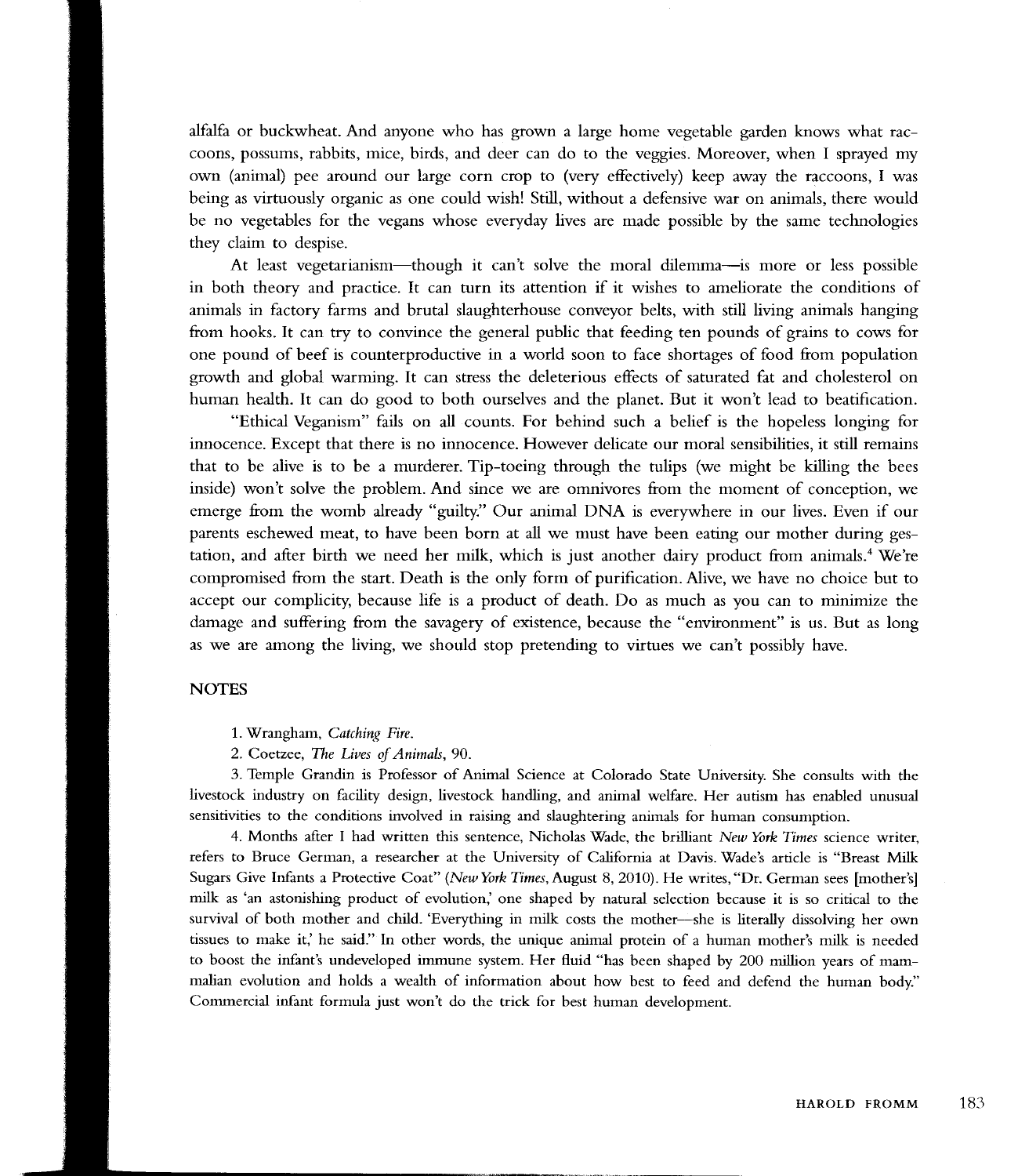alfalfa or buckwheat. And anyone who has grown a large home vegetable garden knows what raccoons, possums, rabbits, mice, birds, and deer can do to the veggies. Moreover, when I sprayed my own (animal) pee around our large corn crop to (very effectively) keep away the raccoons, I was being as virtuously organic as one could wish! Still, without a defensive war on animals, there would be no vegetables for the vegans whose everyday lives are made possible by the same technologies they claim to despise.

At least vegetarianism—though it can't solve the moral dilemma—is more or less possible in both theory and practice. It can turn its attention if it wishes to ameliorate the conditions of animals in factory farms and brutal slaughterhouse conveyor belts, with still living animals hanging from hooks. It can try to convince the general public that feeding ten pounds of grains to cows for one pound of beef is counterproductive in a world soon to face shortages of food from population growth and global warming. It can stress the deleterious effects of saturated fat and cholesterol on human health. It can do good to both ourselves and the planet. But it won't lead to beatification.

"Ethical Veganism" fails on all counts. For behind such a belief is the hopeless longing for innocence. Except that there is no innocence. However delicate our moral sensibilities, it still remains that to be alive is to be a murderer. Tip-toeing through the tulips (we might be killing the bees inside) won't solve the problem. And since we are omnivores from the moment of conception, we emerge from the womb already "guilty." Our animal DNA is everywhere in our lives. Even if our parents eschewed meat, to have been born at all we must have been eating our mother during gestation, and after birth we need her milk, which is just another dairy product from animals.[4] We're compromised from the start. Death is the only form of purification. Alive, we have no choice but to accept our complicity, because life is a product of death. Do as much as you can to minimize the damage and suffering from the savagery of existence, because the "environment" is us. But as long as we are among the living, we should stop pretending to virtues we can't possibly have.

## NOTES

1. Wrangham, *Catching Fire*.

2. Coetzee, *The Lives of Animals*, 90.

3. Temple Grandin is Professor of Animal Science at Colorado State University. She consults with the livestock industry on facility design, livestock handling, and animal welfare. Her autism has enabled unusual sensitivities to the conditions involved in raising and slaughtering animals for human consumption.

4. Months after I had written this sentence, Nicholas Wade, the brilliant *New York Times* science writer, refers to Bruce German, a researcher at the University of California at Davis. Wade's article is "Breast Milk Sugars Give Infants a Protective Coat" (*New York Times*, August 8, 2010). He writes, "Dr. German sees [mother's] milk as 'an astonishing product of evolution,' one shaped by natural selection because it is so critical to the survival of both mother and child. 'Everything in milk costs the mother—she is literally dissolving her own tissues to make it,' he said." In other words, the unique animal protein of a human mother's milk is needed to boost the infant's undeveloped immune system. Her fluid "has been shaped by 200 million years of mammalian evolution and holds a wealth of information about how best to feed and defend the human body." Commercial infant formula just won't do the trick for best human development.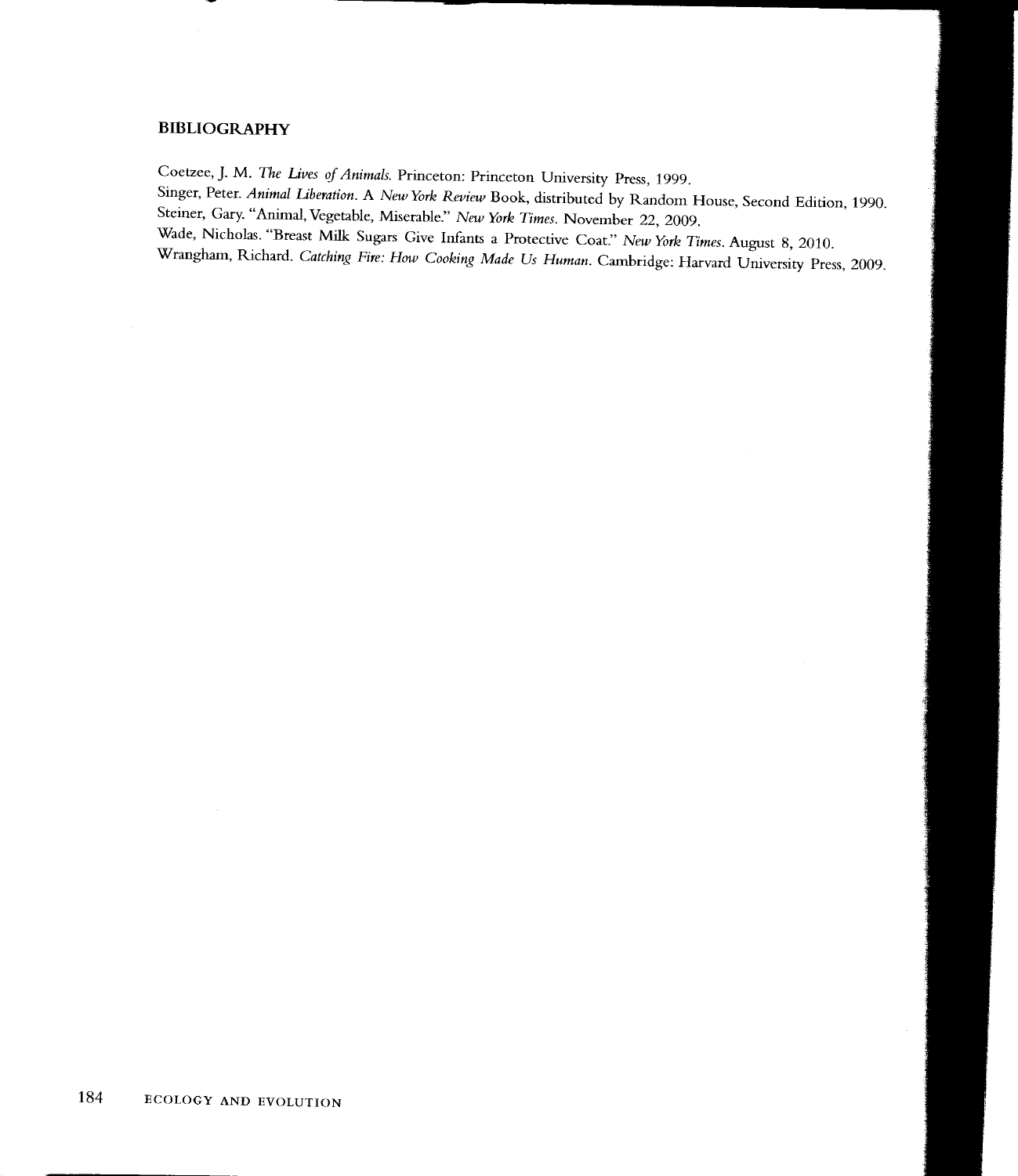## BIBLIOGRAPHY

Coetzee, J. M. *The Lives of Animals.* Princeton: Princeton University Press, 1999.
Singer, Peter. *Animal Liberation.* A *New York Review* Book, distributed by Random House, Second Edition, 1990.
Steiner, Gary. "Animal, Vegetable, Miserable." *New York Times.* November 22, 2009.
Wade, Nicholas. "Breast Milk Sugars Give Infants a Protective Coat." *New York Times.* August 8, 2010.
Wrangham, Richard. *Catching Fire: How Cooking Made Us Human.* Cambridge: Harvard University Press, 2009.